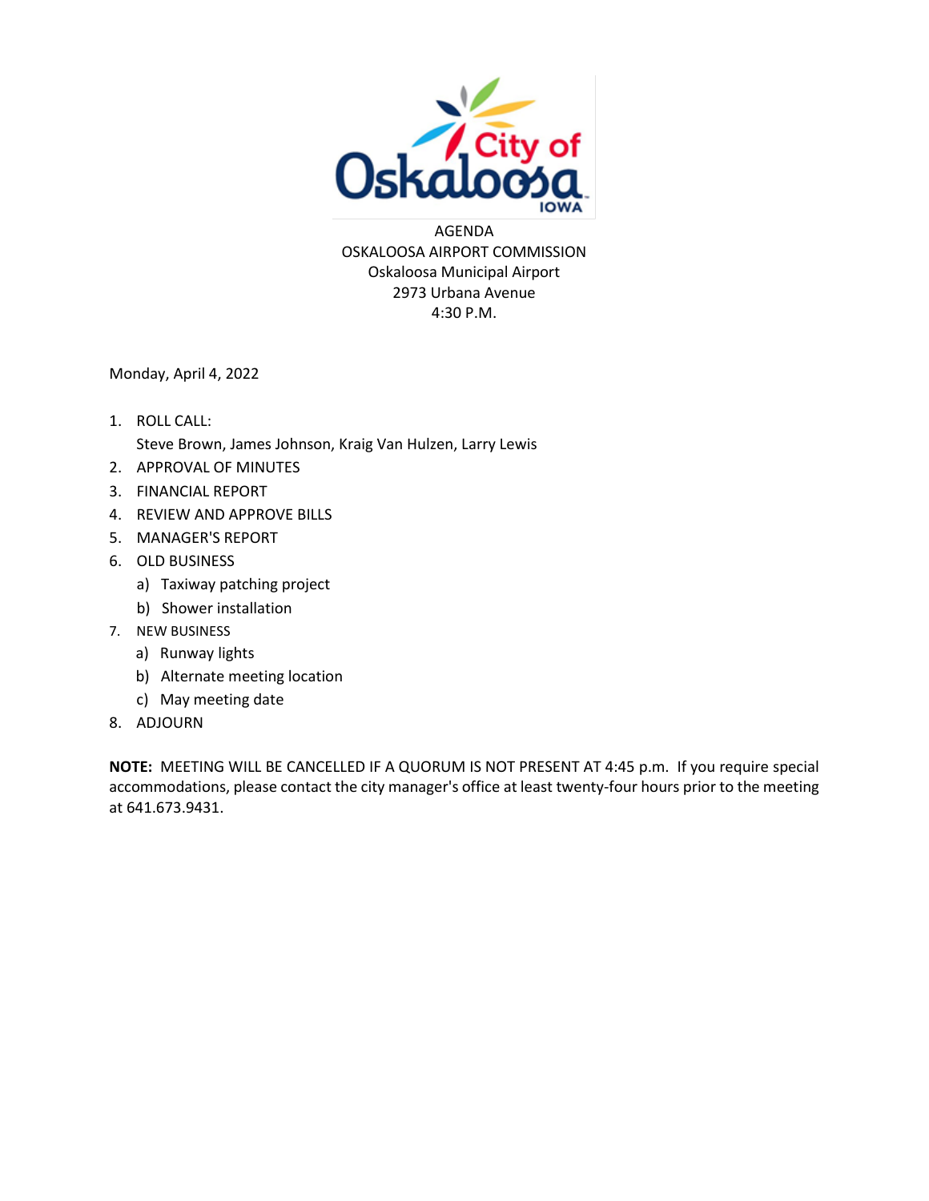AGENDA
OSKALOOSA AIRPORT COMMISSION
Oskaloosa Municipal Airport
2973 Urbana Avenue
4:30 P.M.

Monday, April 4, 2022

1. ROLL CALL:
   Steve Brown, James Johnson, Kraig Van Hulzen, Larry Lewis
2. APPROVAL OF MINUTES
3. FINANCIAL REPORT
4. REVIEW AND APPROVE BILLS
5. MANAGER'S REPORT
6. OLD BUSINESS
   a) Taxiway patching project
   b) Shower installation
7. NEW BUSINESS
   a) Runway lights
   b) Alternate meeting location
   c) May meeting date
8. ADJOURN

**NOTE:** MEETING WILL BE CANCELLED IF A QUORUM IS NOT PRESENT AT 4:45 p.m. If you require special accommodations, please contact the city manager's office at least twenty-four hours prior to the meeting at 641.673.9431.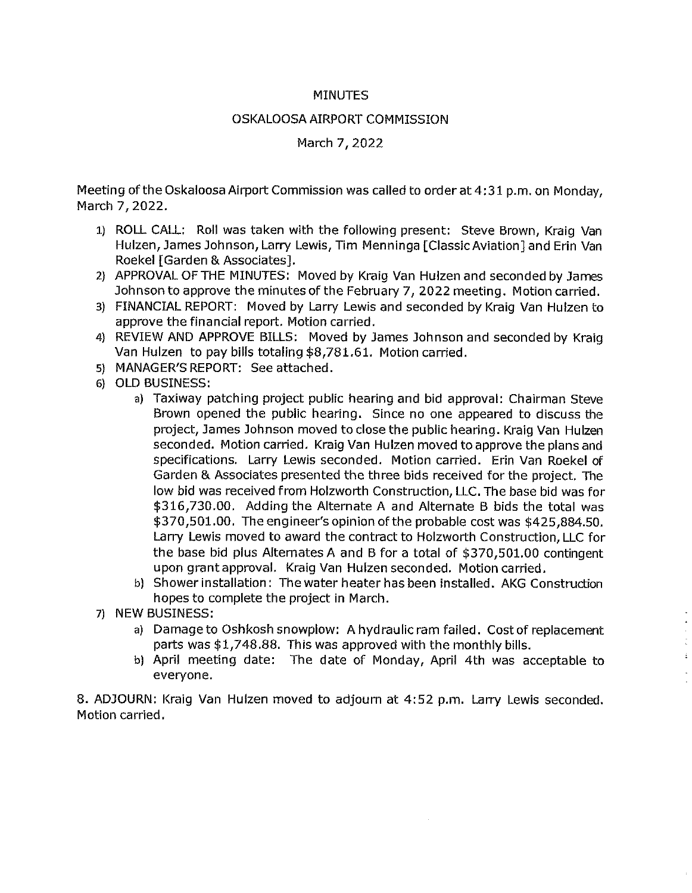# MINUTES

## OSKALOOSA AIRPORT COMMISSION

### March 7, 2022

Meeting of the Oskaloosa Airport Commission was called to order at 4:31 p.m. on Monday, March 7, 2022.

1) ROLL CALL: Roll was taken with the following present: Steve Brown, Kraig Van Hulzen, James Johnson, Larry Lewis, Tim Menninga [Classic Aviation] and Erin Van Roekel [Garden & Associates].
2) APPROVAL OF THE MINUTES: Moved by Kraig Van Hulzen and seconded by James Johnson to approve the minutes of the February 7, 2022 meeting. Motion carried.
3) FINANCIAL REPORT: Moved by Larry Lewis and seconded by Kraig Van Hulzen to approve the financial report. Motion carried.
4) REVIEW AND APPROVE BILLS: Moved by James Johnson and seconded by Kraig Van Hulzen to pay bills totaling $8,781.61. Motion carried.
5) MANAGER'S REPORT: See attached.
6) OLD BUSINESS:
   a) Taxiway patching project public hearing and bid approval: Chairman Steve Brown opened the public hearing. Since no one appeared to discuss the project, James Johnson moved to close the public hearing. Kraig Van Hulzen seconded. Motion carried. Kraig Van Hulzen moved to approve the plans and specifications. Larry Lewis seconded. Motion carried. Erin Van Roekel of Garden & Associates presented the three bids received for the project. The low bid was received from Holzworth Construction, LLC. The base bid was for $316,730.00. Adding the Alternate A and Alternate B bids the total was $370,501.00. The engineer's opinion of the probable cost was $425,884.50. Larry Lewis moved to award the contract to Holzworth Construction, LLC for the base bid plus Alternates A and B for a total of $370,501.00 contingent upon grant approval. Kraig Van Hulzen seconded. Motion carried.
   b) Shower installation: The water heater has been installed. AKG Construction hopes to complete the project in March.
7) NEW BUSINESS:
   a) Damage to Oshkosh snowplow: A hydraulic ram failed. Cost of replacement parts was $1,748.88. This was approved with the monthly bills.
   b) April meeting date: The date of Monday, April 4th was acceptable to everyone.

8. ADJOURN: Kraig Van Hulzen moved to adjourn at 4:52 p.m. Larry Lewis seconded. Motion carried.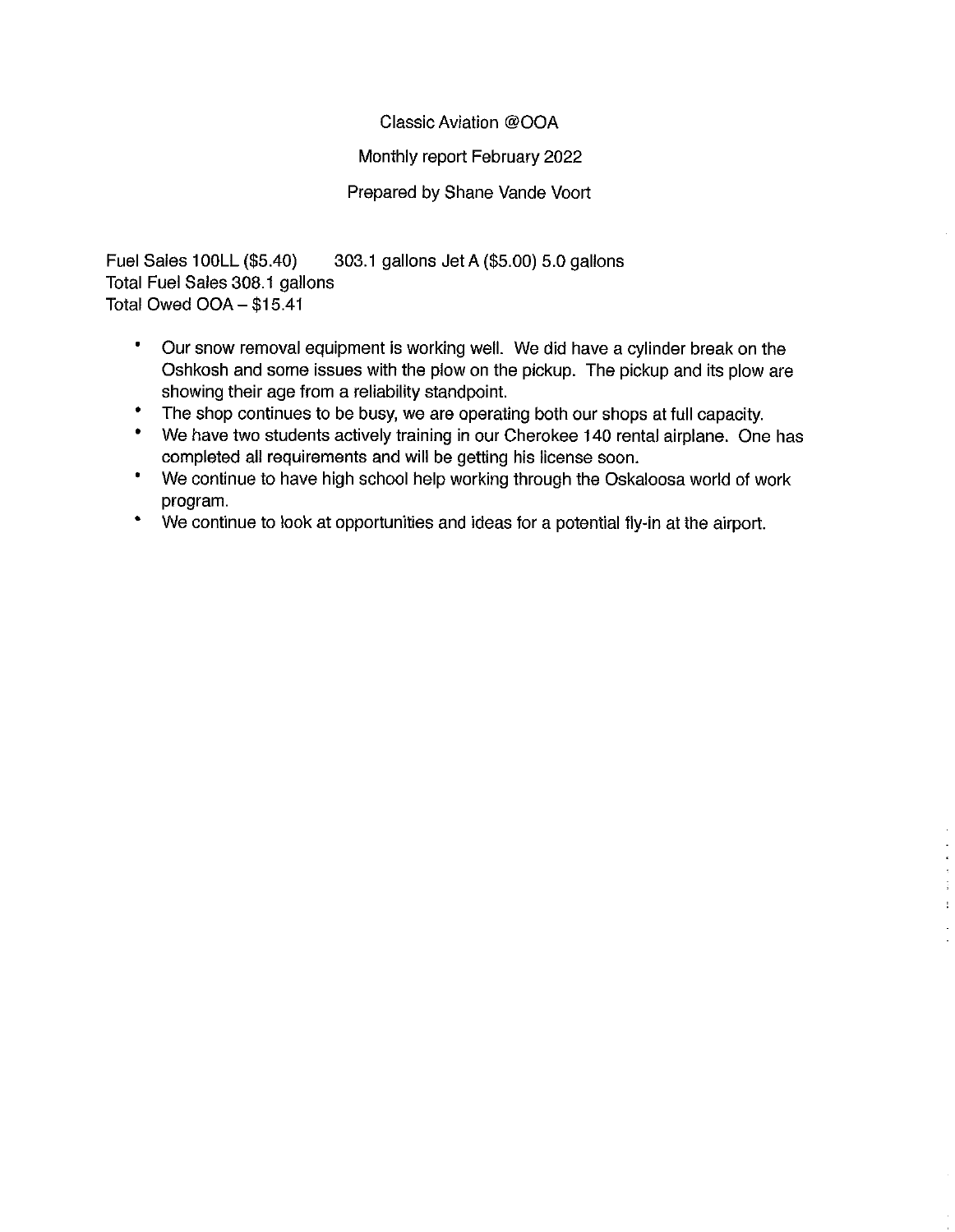Classic Aviation @OOA

Monthly report February 2022

Prepared by Shane Vande Voort

Fuel Sales 100LL ($5.40) 303.1 gallons Jet A ($5.00) 5.0 gallons
Total Fuel Sales 308.1 gallons
Total Owed OOA – $15.41

- Our snow removal equipment is working well. We did have a cylinder break on the Oshkosh and some issues with the plow on the pickup. The pickup and its plow are showing their age from a reliability standpoint.
- The shop continues to be busy, we are operating both our shops at full capacity.
- We have two students actively training in our Cherokee 140 rental airplane. One has completed all requirements and will be getting his license soon.
- We continue to have high school help working through the Oskaloosa world of work program.
- We continue to look at opportunities and ideas for a potential fly-in at the airport.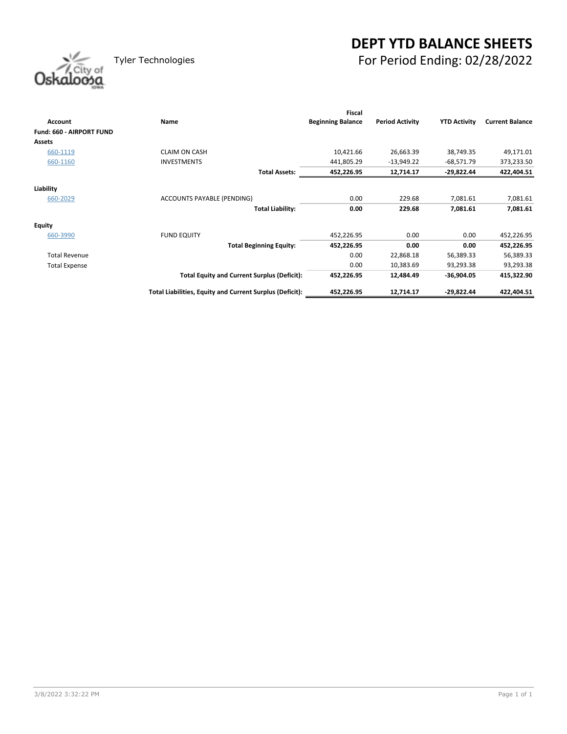Tyler Technologies

# DEPT YTD BALANCE SHEETS

## For Period Ending: 02/28/2022

| Account | Name | Fiscal Beginning Balance | Period Activity | YTD Activity | Current Balance |
|---|---|---|---|---|---|
| **Fund: 660 - AIRPORT FUND** | | | | | |
| **Assets** | | | | | |
| 660-1119 | CLAIM ON CASH | 10,421.66 | 26,663.39 | 38,749.35 | 49,171.01 |
| 660-1160 | INVESTMENTS | 441,805.29 | -13,949.22 | -68,571.79 | 373,233.50 |
| | **Total Assets:** | **452,226.95** | **12,714.17** | **-29,822.44** | **422,404.51** |
| **Liability** | | | | | |
| 660-2029 | ACCOUNTS PAYABLE (PENDING) | 0.00 | 229.68 | 7,081.61 | 7,081.61 |
| | **Total Liability:** | **0.00** | **229.68** | **7,081.61** | **7,081.61** |
| **Equity** | | | | | |
| 660-3990 | FUND EQUITY | 452,226.95 | 0.00 | 0.00 | 452,226.95 |
| | **Total Beginning Equity:** | **452,226.95** | **0.00** | **0.00** | **452,226.95** |
| Total Revenue | | 0.00 | 22,868.18 | 56,389.33 | 56,389.33 |
| Total Expense | | 0.00 | 10,383.69 | 93,293.38 | 93,293.38 |
| | **Total Equity and Current Surplus (Deficit):** | **452,226.95** | **12,484.49** | **-36,904.05** | **415,322.90** |
| | **Total Liabilities, Equity and Current Surplus (Deficit):** | **452,226.95** | **12,714.17** | **-29,822.44** | **422,404.51** |

3/8/2022 3:32:22 PM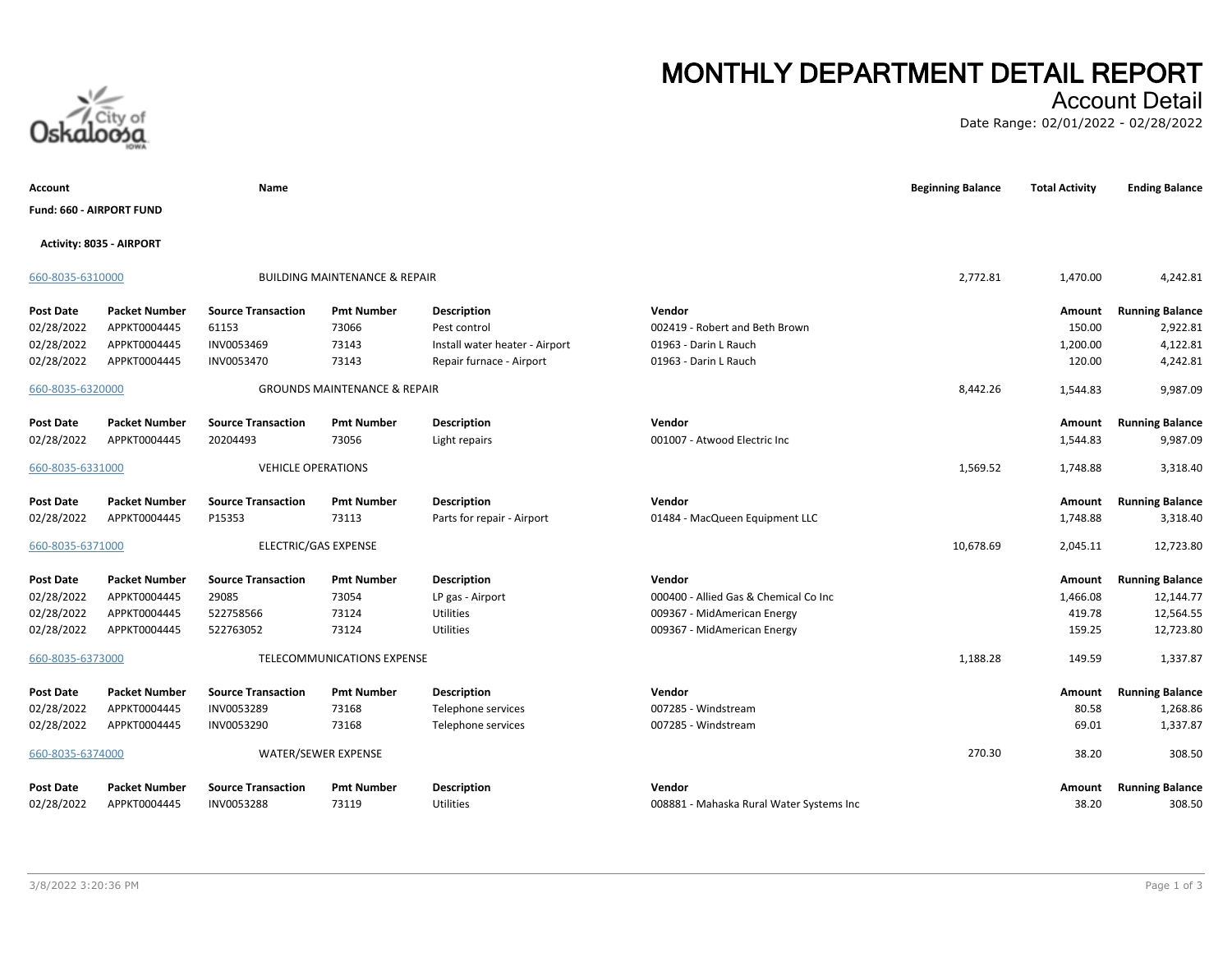# MONTHLY DEPARTMENT DETAIL REPORT

## Account Detail

Date Range: 02/01/2022 - 02/28/2022

| Account | Name | Beginning Balance | Total Activity | Ending Balance |
|---|---|---|---|---|

**Fund: 660 - AIRPORT FUND**

**Activity: 8035 - AIRPORT**

| 660-8035-6310000 | BUILDING MAINTENANCE & REPAIR | 2,772.81 | 1,470.00 | 4,242.81 |
|---|---|---|---|---|

| Post Date | Packet Number | Source Transaction | Pmt Number | Description | Vendor | Amount | Running Balance |
|---|---|---|---|---|---|---|---|
| 02/28/2022 | APPKT0004445 | 61153 | 73066 | Pest control | 002419 - Robert and Beth Brown | 150.00 | 2,922.81 |
| 02/28/2022 | APPKT0004445 | INV0053469 | 73143 | Install water heater - Airport | 01963 - Darin L Rauch | 1,200.00 | 4,122.81 |
| 02/28/2022 | APPKT0004445 | INV0053470 | 73143 | Repair furnace - Airport | 01963 - Darin L Rauch | 120.00 | 4,242.81 |

| 660-8035-6320000 | GROUNDS MAINTENANCE & REPAIR | 8,442.26 | 1,544.83 | 9,987.09 |
|---|---|---|---|---|

| Post Date | Packet Number | Source Transaction | Pmt Number | Description | Vendor | Amount | Running Balance |
|---|---|---|---|---|---|---|---|
| 02/28/2022 | APPKT0004445 | 20204493 | 73056 | Light repairs | 001007 - Atwood Electric Inc | 1,544.83 | 9,987.09 |

| 660-8035-6331000 | VEHICLE OPERATIONS | 1,569.52 | 1,748.88 | 3,318.40 |
|---|---|---|---|---|

| Post Date | Packet Number | Source Transaction | Pmt Number | Description | Vendor | Amount | Running Balance |
|---|---|---|---|---|---|---|---|
| 02/28/2022 | APPKT0004445 | P15353 | 73113 | Parts for repair - Airport | 01484 - MacQueen Equipment LLC | 1,748.88 | 3,318.40 |

| 660-8035-6371000 | ELECTRIC/GAS EXPENSE | 10,678.69 | 2,045.11 | 12,723.80 |
|---|---|---|---|---|

| Post Date | Packet Number | Source Transaction | Pmt Number | Description | Vendor | Amount | Running Balance |
|---|---|---|---|---|---|---|---|
| 02/28/2022 | APPKT0004445 | 29085 | 73054 | LP gas - Airport | 000400 - Allied Gas & Chemical Co Inc | 1,466.08 | 12,144.77 |
| 02/28/2022 | APPKT0004445 | 522758566 | 73124 | Utilities | 009367 - MidAmerican Energy | 419.78 | 12,564.55 |
| 02/28/2022 | APPKT0004445 | 522763052 | 73124 | Utilities | 009367 - MidAmerican Energy | 159.25 | 12,723.80 |

| 660-8035-6373000 | TELECOMMUNICATIONS EXPENSE | 1,188.28 | 149.59 | 1,337.87 |
|---|---|---|---|---|

| Post Date | Packet Number | Source Transaction | Pmt Number | Description | Vendor | Amount | Running Balance |
|---|---|---|---|---|---|---|---|
| 02/28/2022 | APPKT0004445 | INV0053289 | 73168 | Telephone services | 007285 - Windstream | 80.58 | 1,268.86 |
| 02/28/2022 | APPKT0004445 | INV0053290 | 73168 | Telephone services | 007285 - Windstream | 69.01 | 1,337.87 |

| 660-8035-6374000 | WATER/SEWER EXPENSE | 270.30 | 38.20 | 308.50 |
|---|---|---|---|---|

| Post Date | Packet Number | Source Transaction | Pmt Number | Description | Vendor | Amount | Running Balance |
|---|---|---|---|---|---|---|---|
| 02/28/2022 | APPKT0004445 | INV0053288 | 73119 | Utilities | 008881 - Mahaska Rural Water Systems Inc | 38.20 | 308.50 |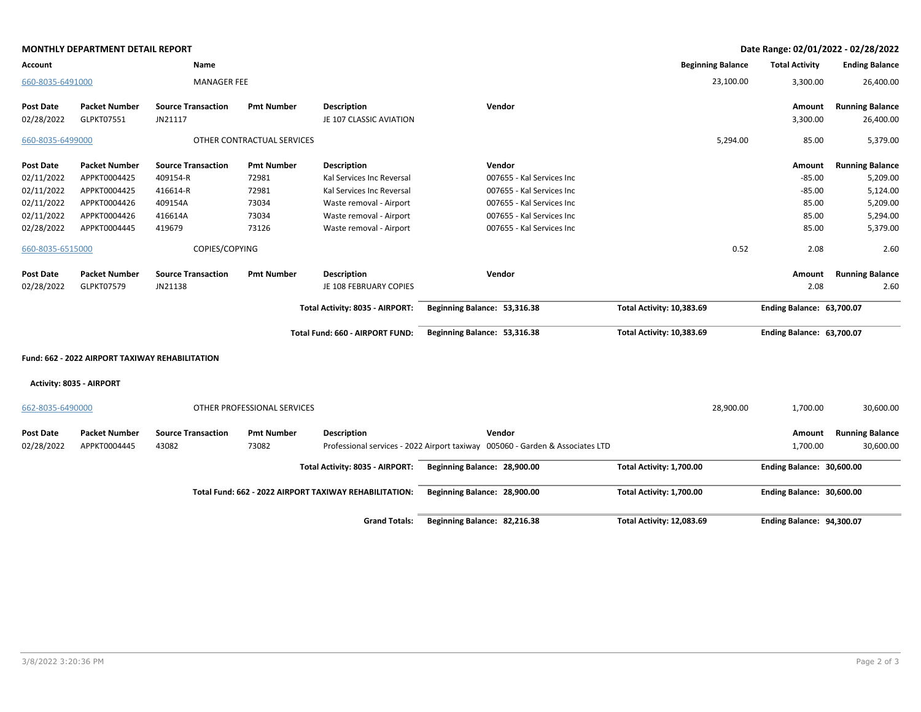**MONTHLY DEPARTMENT DETAIL REPORT**

**Date Range: 02/01/2022 - 02/28/2022**

| Account | Name | Beginning Balance | Total Activity | Ending Balance |
|---|---|---|---|---|
| 660-8035-6491000 | MANAGER FEE | 23,100.00 | 3,300.00 | 26,400.00 |

| Post Date | Packet Number | Source Transaction | Pmt Number | Description | Vendor | Amount | Running Balance |
|---|---|---|---|---|---|---|---|
| 02/28/2022 | GLPKT07551 | JN21117 | | JE 107 CLASSIC AVIATION | | 3,300.00 | 26,400.00 |

| Account | Name | Beginning Balance | Total Activity | Ending Balance |
|---|---|---|---|---|
| 660-8035-6499000 | OTHER CONTRACTUAL SERVICES | 5,294.00 | 85.00 | 5,379.00 |

| Post Date | Packet Number | Source Transaction | Pmt Number | Description | Vendor | Amount | Running Balance |
|---|---|---|---|---|---|---|---|
| 02/11/2022 | APPKT0004425 | 409154-R | 72981 | Kal Services Inc Reversal | 007655 - Kal Services Inc | -85.00 | 5,209.00 |
| 02/11/2022 | APPKT0004425 | 416614-R | 72981 | Kal Services Inc Reversal | 007655 - Kal Services Inc | -85.00 | 5,124.00 |
| 02/11/2022 | APPKT0004426 | 409154A | 73034 | Waste removal - Airport | 007655 - Kal Services Inc | 85.00 | 5,209.00 |
| 02/11/2022 | APPKT0004426 | 416614A | 73034 | Waste removal - Airport | 007655 - Kal Services Inc | 85.00 | 5,294.00 |
| 02/28/2022 | APPKT0004445 | 419679 | 73126 | Waste removal - Airport | 007655 - Kal Services Inc | 85.00 | 5,379.00 |

| Account | Name | Beginning Balance | Total Activity | Ending Balance |
|---|---|---|---|---|
| 660-8035-6515000 | COPIES/COPYING | 0.52 | 2.08 | 2.60 |

| Post Date | Packet Number | Source Transaction | Pmt Number | Description | Vendor | Amount | Running Balance |
|---|---|---|---|---|---|---|---|
| 02/28/2022 | GLPKT07579 | JN21138 | | JE 108 FEBRUARY COPIES | | 2.08 | 2.60 |

| | Beginning Balance | Total Activity | Ending Balance |
|---|---|---|---|
| **Total Activity: 8035 - AIRPORT:** | **53,316.38** | **10,383.69** | **63,700.07** |
| **Total Fund: 660 - AIRPORT FUND:** | **53,316.38** | **10,383.69** | **63,700.07** |

**Fund: 662 - 2022 AIRPORT TAXIWAY REHABILITATION**

**Activity: 8035 - AIRPORT**

| Account | Name | Beginning Balance | Total Activity | Ending Balance |
|---|---|---|---|---|
| 662-8035-6490000 | OTHER PROFESSIONAL SERVICES | 28,900.00 | 1,700.00 | 30,600.00 |

| Post Date | Packet Number | Source Transaction | Pmt Number | Description | Vendor | Amount | Running Balance |
|---|---|---|---|---|---|---|---|
| 02/28/2022 | APPKT0004445 | 43082 | 73082 | Professional services - 2022 Airport taxiway | 005060 - Garden & Associates LTD | 1,700.00 | 30,600.00 |

| | Beginning Balance | Total Activity | Ending Balance |
|---|---|---|---|
| **Total Activity: 8035 - AIRPORT:** | **28,900.00** | **1,700.00** | **30,600.00** |
| **Total Fund: 662 - 2022 AIRPORT TAXIWAY REHABILITATION:** | **28,900.00** | **1,700.00** | **30,600.00** |
| **Grand Totals:** | **82,216.38** | **12,083.69** | **94,300.07** |

3/8/2022 3:20:36 PM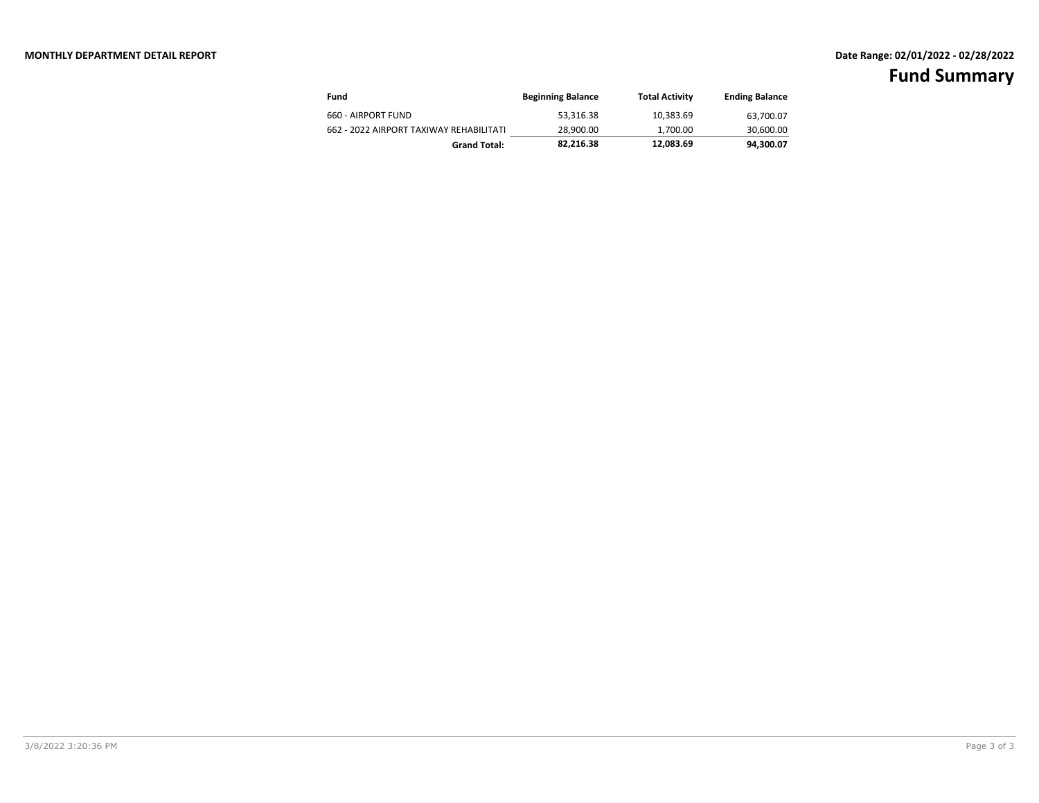**MONTHLY DEPARTMENT DETAIL REPORT**

**Date Range: 02/01/2022 - 02/28/2022**

# Fund Summary

| Fund | Beginning Balance | Total Activity | Ending Balance |
|---|---|---|---|
| 660 - AIRPORT FUND | 53,316.38 | 10,383.69 | 63,700.07 |
| 662 - 2022 AIRPORT TAXIWAY REHABILITATI | 28,900.00 | 1,700.00 | 30,600.00 |
| **Grand Total:** | **82,216.38** | **12,083.69** | **94,300.07** |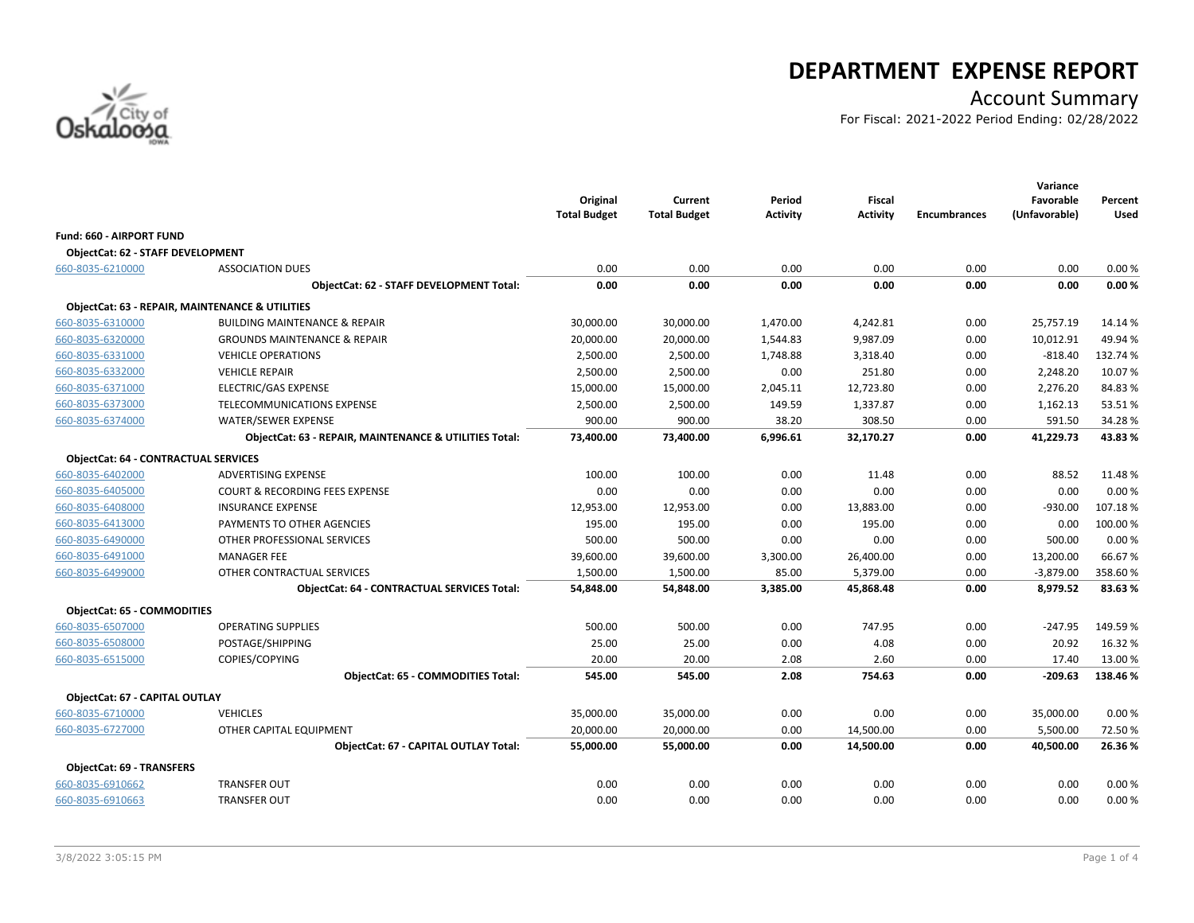# DEPARTMENT EXPENSE REPORT

## Account Summary

For Fiscal: 2021-2022 Period Ending: 02/28/2022

| | | Original Total Budget | Current Total Budget | Period Activity | Fiscal Activity | Encumbrances | Variance Favorable (Unfavorable) | Percent Used |
|---|---|---|---|---|---|---|---|---|
| **Fund: 660 - AIRPORT FUND** | | | | | | | | |
| **ObjectCat: 62 - STAFF DEVELOPMENT** | | | | | | | | |
| 660-8035-6210000 | ASSOCIATION DUES | 0.00 | 0.00 | 0.00 | 0.00 | 0.00 | 0.00 | 0.00 % |
| | **ObjectCat: 62 - STAFF DEVELOPMENT Total:** | **0.00** | **0.00** | **0.00** | **0.00** | **0.00** | **0.00** | **0.00 %** |
| **ObjectCat: 63 - REPAIR, MAINTENANCE & UTILITIES** | | | | | | | | |
| 660-8035-6310000 | BUILDING MAINTENANCE & REPAIR | 30,000.00 | 30,000.00 | 1,470.00 | 4,242.81 | 0.00 | 25,757.19 | 14.14 % |
| 660-8035-6320000 | GROUNDS MAINTENANCE & REPAIR | 20,000.00 | 20,000.00 | 1,544.83 | 9,987.09 | 0.00 | 10,012.91 | 49.94 % |
| 660-8035-6331000 | VEHICLE OPERATIONS | 2,500.00 | 2,500.00 | 1,748.88 | 3,318.40 | 0.00 | -818.40 | 132.74 % |
| 660-8035-6332000 | VEHICLE REPAIR | 2,500.00 | 2,500.00 | 0.00 | 251.80 | 0.00 | 2,248.20 | 10.07 % |
| 660-8035-6371000 | ELECTRIC/GAS EXPENSE | 15,000.00 | 15,000.00 | 2,045.11 | 12,723.80 | 0.00 | 2,276.20 | 84.83 % |
| 660-8035-6373000 | TELECOMMUNICATIONS EXPENSE | 2,500.00 | 2,500.00 | 149.59 | 1,337.87 | 0.00 | 1,162.13 | 53.51 % |
| 660-8035-6374000 | WATER/SEWER EXPENSE | 900.00 | 900.00 | 38.20 | 308.50 | 0.00 | 591.50 | 34.28 % |
| | **ObjectCat: 63 - REPAIR, MAINTENANCE & UTILITIES Total:** | **73,400.00** | **73,400.00** | **6,996.61** | **32,170.27** | **0.00** | **41,229.73** | **43.83 %** |
| **ObjectCat: 64 - CONTRACTUAL SERVICES** | | | | | | | | |
| 660-8035-6402000 | ADVERTISING EXPENSE | 100.00 | 100.00 | 0.00 | 11.48 | 0.00 | 88.52 | 11.48 % |
| 660-8035-6405000 | COURT & RECORDING FEES EXPENSE | 0.00 | 0.00 | 0.00 | 0.00 | 0.00 | 0.00 | 0.00 % |
| 660-8035-6408000 | INSURANCE EXPENSE | 12,953.00 | 12,953.00 | 0.00 | 13,883.00 | 0.00 | -930.00 | 107.18 % |
| 660-8035-6413000 | PAYMENTS TO OTHER AGENCIES | 195.00 | 195.00 | 0.00 | 195.00 | 0.00 | 0.00 | 100.00 % |
| 660-8035-6490000 | OTHER PROFESSIONAL SERVICES | 500.00 | 500.00 | 0.00 | 0.00 | 0.00 | 500.00 | 0.00 % |
| 660-8035-6491000 | MANAGER FEE | 39,600.00 | 39,600.00 | 3,300.00 | 26,400.00 | 0.00 | 13,200.00 | 66.67 % |
| 660-8035-6499000 | OTHER CONTRACTUAL SERVICES | 1,500.00 | 1,500.00 | 85.00 | 5,379.00 | 0.00 | -3,879.00 | 358.60 % |
| | **ObjectCat: 64 - CONTRACTUAL SERVICES Total:** | **54,848.00** | **54,848.00** | **3,385.00** | **45,868.48** | **0.00** | **8,979.52** | **83.63 %** |
| **ObjectCat: 65 - COMMODITIES** | | | | | | | | |
| 660-8035-6507000 | OPERATING SUPPLIES | 500.00 | 500.00 | 0.00 | 747.95 | 0.00 | -247.95 | 149.59 % |
| 660-8035-6508000 | POSTAGE/SHIPPING | 25.00 | 25.00 | 0.00 | 4.08 | 0.00 | 20.92 | 16.32 % |
| 660-8035-6515000 | COPIES/COPYING | 20.00 | 20.00 | 2.08 | 2.60 | 0.00 | 17.40 | 13.00 % |
| | **ObjectCat: 65 - COMMODITIES Total:** | **545.00** | **545.00** | **2.08** | **754.63** | **0.00** | **-209.63** | **138.46 %** |
| **ObjectCat: 67 - CAPITAL OUTLAY** | | | | | | | | |
| 660-8035-6710000 | VEHICLES | 35,000.00 | 35,000.00 | 0.00 | 0.00 | 0.00 | 35,000.00 | 0.00 % |
| 660-8035-6727000 | OTHER CAPITAL EQUIPMENT | 20,000.00 | 20,000.00 | 0.00 | 14,500.00 | 0.00 | 5,500.00 | 72.50 % |
| | **ObjectCat: 67 - CAPITAL OUTLAY Total:** | **55,000.00** | **55,000.00** | **0.00** | **14,500.00** | **0.00** | **40,500.00** | **26.36 %** |
| **ObjectCat: 69 - TRANSFERS** | | | | | | | | |
| 660-8035-6910662 | TRANSFER OUT | 0.00 | 0.00 | 0.00 | 0.00 | 0.00 | 0.00 | 0.00 % |
| 660-8035-6910663 | TRANSFER OUT | 0.00 | 0.00 | 0.00 | 0.00 | 0.00 | 0.00 | 0.00 % |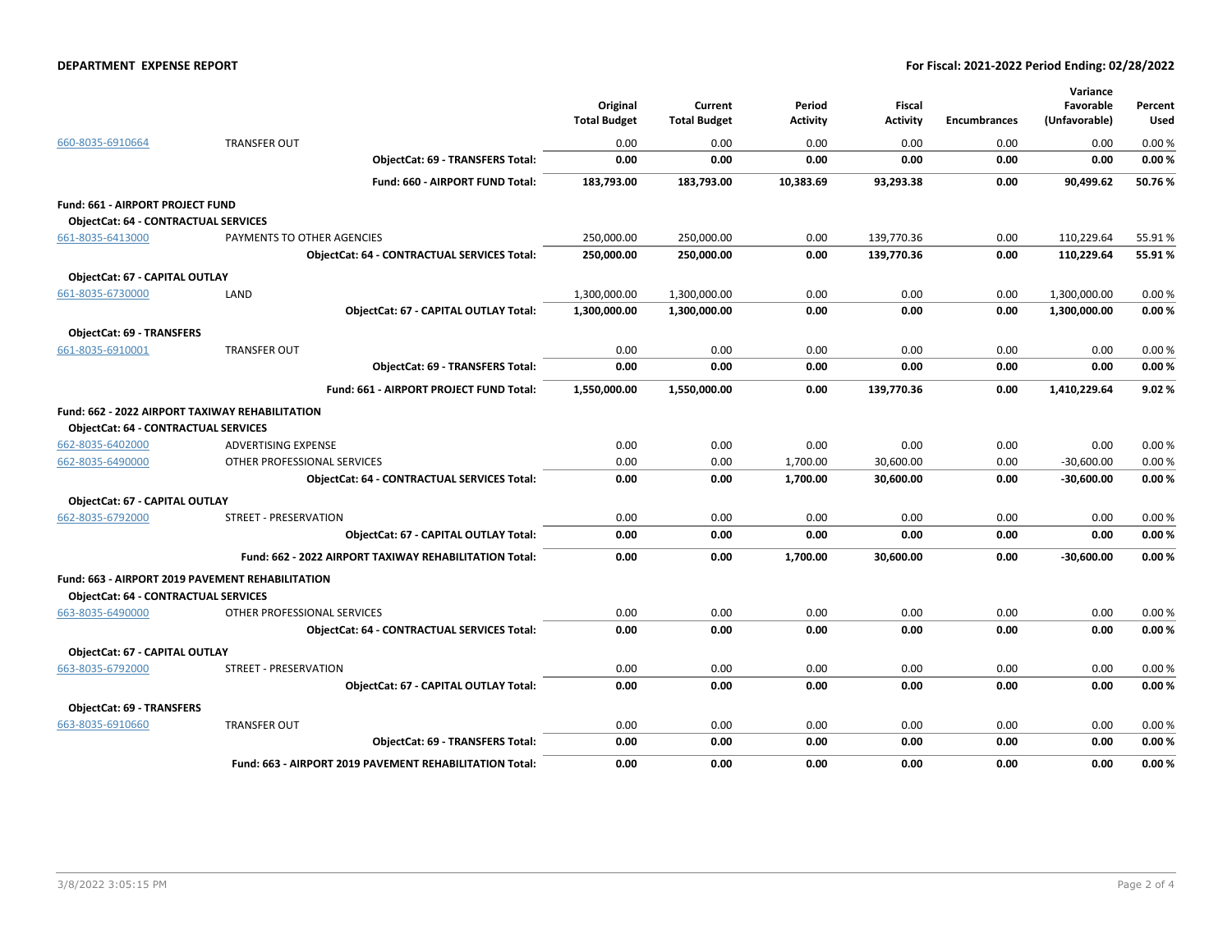| | | Original Total Budget | Current Total Budget | Period Activity | Fiscal Activity | Encumbrances | Variance Favorable (Unfavorable) | Percent Used |
|---|---|---|---|---|---|---|---|---|
| 660-8035-6910664 | TRANSFER OUT | 0.00 | 0.00 | 0.00 | 0.00 | 0.00 | 0.00 | 0.00 % |
| | **ObjectCat: 69 - TRANSFERS Total:** | **0.00** | **0.00** | **0.00** | **0.00** | **0.00** | **0.00** | **0.00 %** |
| | **Fund: 660 - AIRPORT FUND Total:** | **183,793.00** | **183,793.00** | **10,383.69** | **93,293.38** | **0.00** | **90,499.62** | **50.76 %** |
| **Fund: 661 - AIRPORT PROJECT FUND** | | | | | | | | |
| **ObjectCat: 64 - CONTRACTUAL SERVICES** | | | | | | | | |
| 661-8035-6413000 | PAYMENTS TO OTHER AGENCIES | 250,000.00 | 250,000.00 | 0.00 | 139,770.36 | 0.00 | 110,229.64 | 55.91 % |
| | **ObjectCat: 64 - CONTRACTUAL SERVICES Total:** | **250,000.00** | **250,000.00** | **0.00** | **139,770.36** | **0.00** | **110,229.64** | **55.91 %** |
| **ObjectCat: 67 - CAPITAL OUTLAY** | | | | | | | | |
| 661-8035-6730000 | LAND | 1,300,000.00 | 1,300,000.00 | 0.00 | 0.00 | 0.00 | 1,300,000.00 | 0.00 % |
| | **ObjectCat: 67 - CAPITAL OUTLAY Total:** | **1,300,000.00** | **1,300,000.00** | **0.00** | **0.00** | **0.00** | **1,300,000.00** | **0.00 %** |
| **ObjectCat: 69 - TRANSFERS** | | | | | | | | |
| 661-8035-6910001 | TRANSFER OUT | 0.00 | 0.00 | 0.00 | 0.00 | 0.00 | 0.00 | 0.00 % |
| | **ObjectCat: 69 - TRANSFERS Total:** | **0.00** | **0.00** | **0.00** | **0.00** | **0.00** | **0.00** | **0.00 %** |
| | **Fund: 661 - AIRPORT PROJECT FUND Total:** | **1,550,000.00** | **1,550,000.00** | **0.00** | **139,770.36** | **0.00** | **1,410,229.64** | **9.02 %** |
| **Fund: 662 - 2022 AIRPORT TAXIWAY REHABILITATION** | | | | | | | | |
| **ObjectCat: 64 - CONTRACTUAL SERVICES** | | | | | | | | |
| 662-8035-6402000 | ADVERTISING EXPENSE | 0.00 | 0.00 | 0.00 | 0.00 | 0.00 | 0.00 | 0.00 % |
| 662-8035-6490000 | OTHER PROFESSIONAL SERVICES | 0.00 | 0.00 | 1,700.00 | 30,600.00 | 0.00 | -30,600.00 | 0.00 % |
| | **ObjectCat: 64 - CONTRACTUAL SERVICES Total:** | **0.00** | **0.00** | **1,700.00** | **30,600.00** | **0.00** | **-30,600.00** | **0.00 %** |
| **ObjectCat: 67 - CAPITAL OUTLAY** | | | | | | | | |
| 662-8035-6792000 | STREET - PRESERVATION | 0.00 | 0.00 | 0.00 | 0.00 | 0.00 | 0.00 | 0.00 % |
| | **ObjectCat: 67 - CAPITAL OUTLAY Total:** | **0.00** | **0.00** | **0.00** | **0.00** | **0.00** | **0.00** | **0.00 %** |
| | **Fund: 662 - 2022 AIRPORT TAXIWAY REHABILITATION Total:** | **0.00** | **0.00** | **1,700.00** | **30,600.00** | **0.00** | **-30,600.00** | **0.00 %** |
| **Fund: 663 - AIRPORT 2019 PAVEMENT REHABILITATION** | | | | | | | | |
| **ObjectCat: 64 - CONTRACTUAL SERVICES** | | | | | | | | |
| 663-8035-6490000 | OTHER PROFESSIONAL SERVICES | 0.00 | 0.00 | 0.00 | 0.00 | 0.00 | 0.00 | 0.00 % |
| | **ObjectCat: 64 - CONTRACTUAL SERVICES Total:** | **0.00** | **0.00** | **0.00** | **0.00** | **0.00** | **0.00** | **0.00 %** |
| **ObjectCat: 67 - CAPITAL OUTLAY** | | | | | | | | |
| 663-8035-6792000 | STREET - PRESERVATION | 0.00 | 0.00 | 0.00 | 0.00 | 0.00 | 0.00 | 0.00 % |
| | **ObjectCat: 67 - CAPITAL OUTLAY Total:** | **0.00** | **0.00** | **0.00** | **0.00** | **0.00** | **0.00** | **0.00 %** |
| **ObjectCat: 69 - TRANSFERS** | | | | | | | | |
| 663-8035-6910660 | TRANSFER OUT | 0.00 | 0.00 | 0.00 | 0.00 | 0.00 | 0.00 | 0.00 % |
| | **ObjectCat: 69 - TRANSFERS Total:** | **0.00** | **0.00** | **0.00** | **0.00** | **0.00** | **0.00** | **0.00 %** |
| | **Fund: 663 - AIRPORT 2019 PAVEMENT REHABILITATION Total:** | **0.00** | **0.00** | **0.00** | **0.00** | **0.00** | **0.00** | **0.00 %** |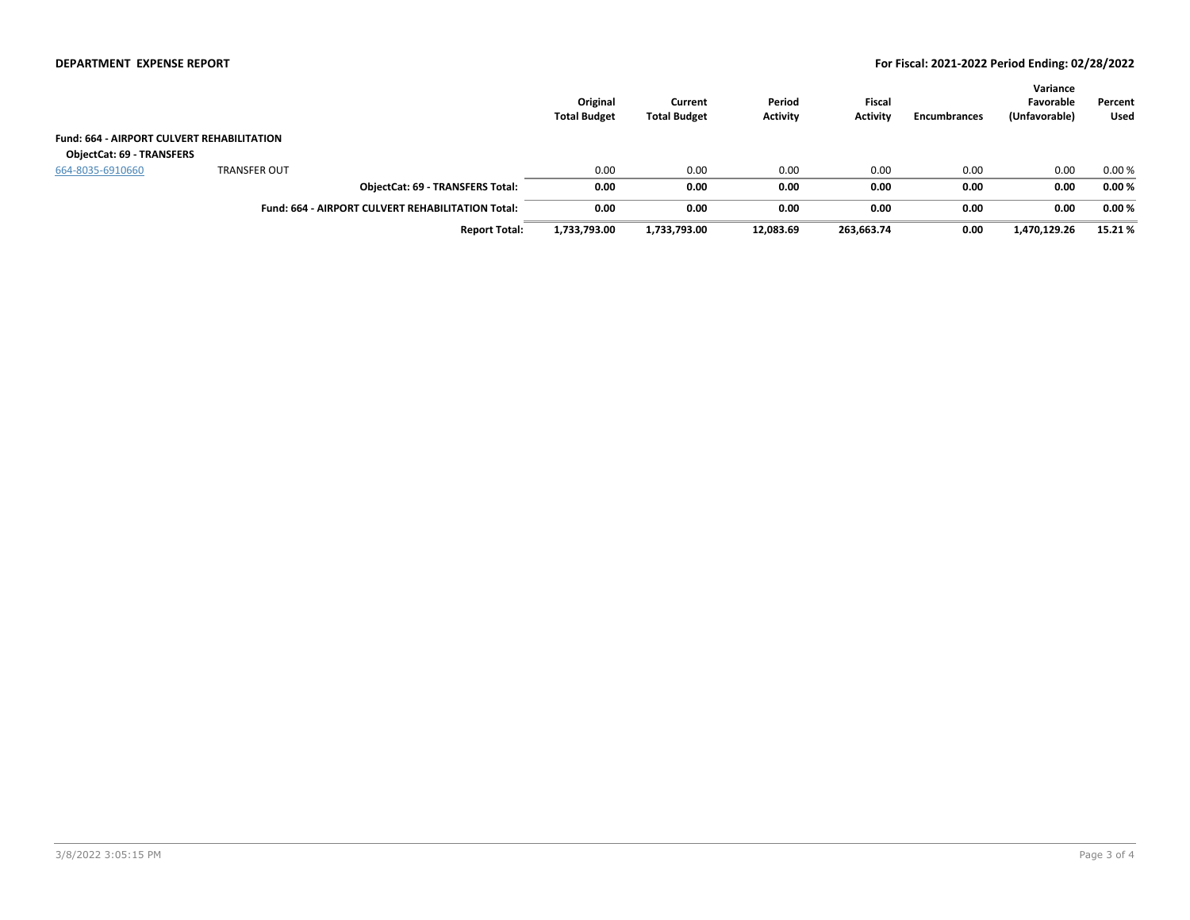**DEPARTMENT EXPENSE REPORT**

**For Fiscal: 2021-2022 Period Ending: 02/28/2022**

| | | Original Total Budget | Current Total Budget | Period Activity | Fiscal Activity | Encumbrances | Variance Favorable (Unfavorable) | Percent Used |
|---|---|---|---|---|---|---|---|---|
| **Fund: 664 - AIRPORT CULVERT REHABILITATION** | | | | | | | | |
| **ObjectCat: 69 - TRANSFERS** | | | | | | | | |
| 664-8035-6910660 | TRANSFER OUT | 0.00 | 0.00 | 0.00 | 0.00 | 0.00 | 0.00 | 0.00 % |
| | **ObjectCat: 69 - TRANSFERS Total:** | **0.00** | **0.00** | **0.00** | **0.00** | **0.00** | **0.00** | **0.00 %** |
| | **Fund: 664 - AIRPORT CULVERT REHABILITATION Total:** | **0.00** | **0.00** | **0.00** | **0.00** | **0.00** | **0.00** | **0.00 %** |
| | **Report Total:** | **1,733,793.00** | **1,733,793.00** | **12,083.69** | **263,663.74** | **0.00** | **1,470,129.26** | **15.21 %** |

3/8/2022 3:05:15 PM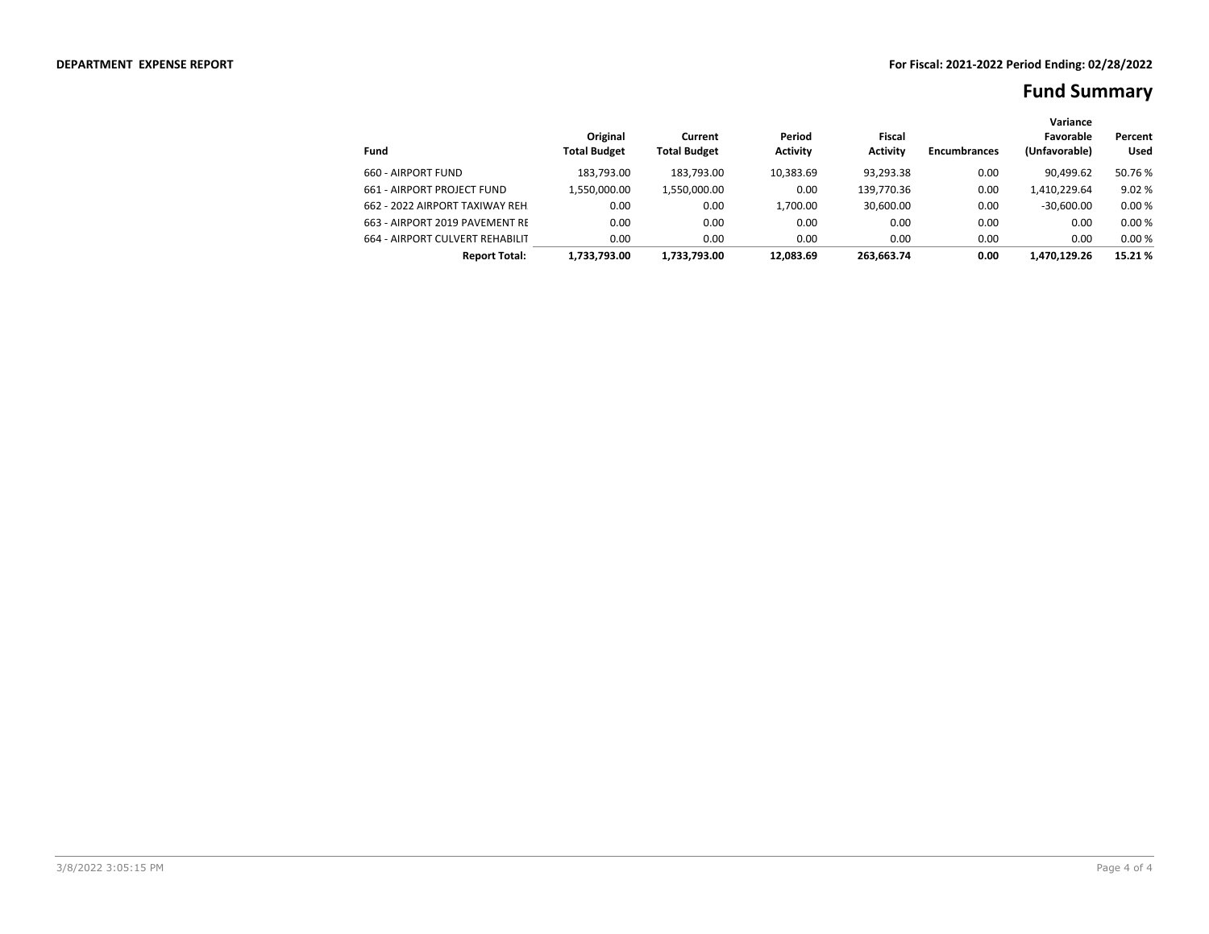**DEPARTMENT EXPENSE REPORT** **For Fiscal: 2021-2022 Period Ending: 02/28/2022**

# Fund Summary

| Fund | Original Total Budget | Current Total Budget | Period Activity | Fiscal Activity | Encumbrances | Variance Favorable (Unfavorable) | Percent Used |
|---|---|---|---|---|---|---|---|
| 660 - AIRPORT FUND | 183,793.00 | 183,793.00 | 10,383.69 | 93,293.38 | 0.00 | 90,499.62 | 50.76 % |
| 661 - AIRPORT PROJECT FUND | 1,550,000.00 | 1,550,000.00 | 0.00 | 139,770.36 | 0.00 | 1,410,229.64 | 9.02 % |
| 662 - 2022 AIRPORT TAXIWAY REH | 0.00 | 0.00 | 1,700.00 | 30,600.00 | 0.00 | -30,600.00 | 0.00 % |
| 663 - AIRPORT 2019 PAVEMENT RE | 0.00 | 0.00 | 0.00 | 0.00 | 0.00 | 0.00 | 0.00 % |
| 664 - AIRPORT CULVERT REHABILIT | 0.00 | 0.00 | 0.00 | 0.00 | 0.00 | 0.00 | 0.00 % |
| **Report Total:** | **1,733,793.00** | **1,733,793.00** | **12,083.69** | **263,663.74** | **0.00** | **1,470,129.26** | **15.21 %** |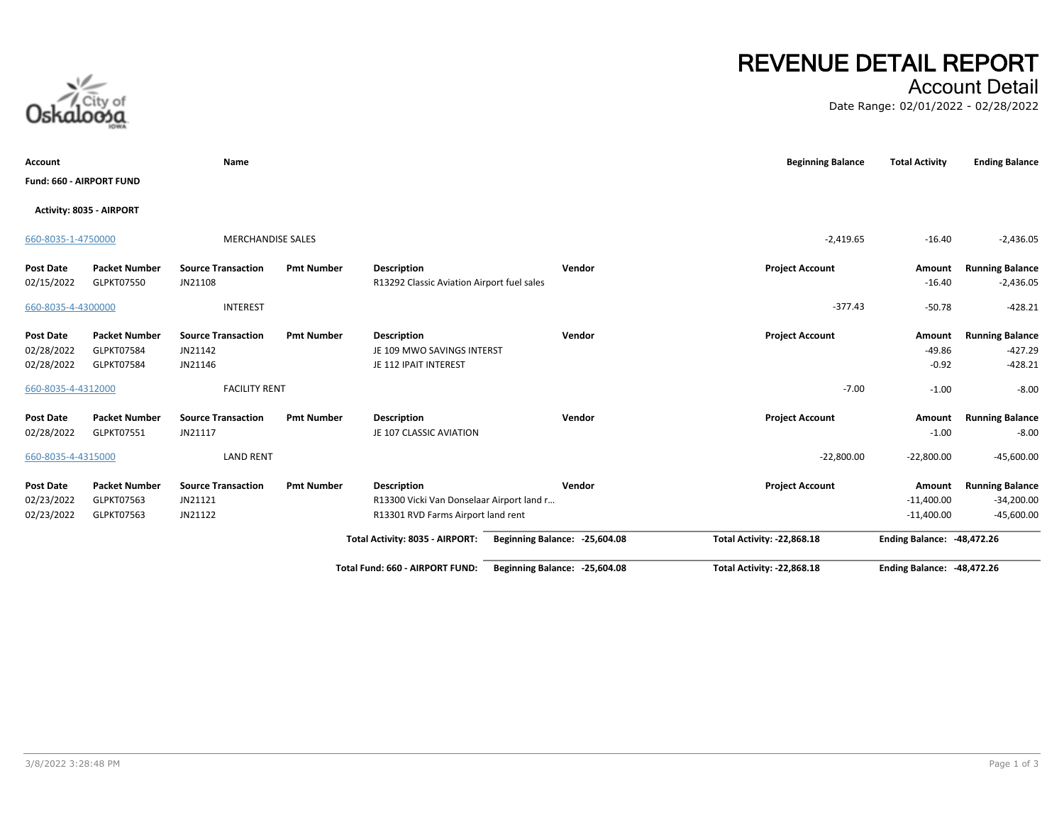# REVENUE DETAIL REPORT

## Account Detail

Date Range: 02/01/2022 - 02/28/2022

| Account | Name | Beginning Balance | Total Activity | Ending Balance |
|---|---|---|---|---|

**Fund: 660 - AIRPORT FUND**

**Activity: 8035 - AIRPORT**

| Account | Name | Beginning Balance | Total Activity | Ending Balance |
|---|---|---|---|---|
| 660-8035-1-4750000 | MERCHANDISE SALES | -2,419.65 | -16.40 | -2,436.05 |

| Post Date | Packet Number | Source Transaction | Pmt Number | Description | Vendor | Project Account | Amount | Running Balance |
|---|---|---|---|---|---|---|---|---|
| 02/15/2022 | GLPKT07550 | JN21108 | | R13292 Classic Aviation Airport fuel sales | | | -16.40 | -2,436.05 |

| Account | Name | Beginning Balance | Total Activity | Ending Balance |
|---|---|---|---|---|
| 660-8035-4-4300000 | INTEREST | -377.43 | -50.78 | -428.21 |

| Post Date | Packet Number | Source Transaction | Pmt Number | Description | Vendor | Project Account | Amount | Running Balance |
|---|---|---|---|---|---|---|---|---|
| 02/28/2022 | GLPKT07584 | JN21142 | | JE 109 MWO SAVINGS INTERST | | | -49.86 | -427.29 |
| 02/28/2022 | GLPKT07584 | JN21146 | | JE 112 IPAIT INTEREST | | | -0.92 | -428.21 |

| Account | Name | Beginning Balance | Total Activity | Ending Balance |
|---|---|---|---|---|
| 660-8035-4-4312000 | FACILITY RENT | -7.00 | -1.00 | -8.00 |

| Post Date | Packet Number | Source Transaction | Pmt Number | Description | Vendor | Project Account | Amount | Running Balance |
|---|---|---|---|---|---|---|---|---|
| 02/28/2022 | GLPKT07551 | JN21117 | | JE 107 CLASSIC AVIATION | | | -1.00 | -8.00 |

| Account | Name | Beginning Balance | Total Activity | Ending Balance |
|---|---|---|---|---|
| 660-8035-4-4315000 | LAND RENT | -22,800.00 | -22,800.00 | -45,600.00 |

| Post Date | Packet Number | Source Transaction | Pmt Number | Description | Vendor | Project Account | Amount | Running Balance |
|---|---|---|---|---|---|---|---|---|
| 02/23/2022 | GLPKT07563 | JN21121 | | R13300 Vicki Van Donselaar Airport land r… | | | -11,400.00 | -34,200.00 |
| 02/23/2022 | GLPKT07563 | JN21122 | | R13301 RVD Farms Airport land rent | | | -11,400.00 | -45,600.00 |

| | Beginning Balance | Total Activity | Ending Balance |
|---|---|---|---|
| **Total Activity: 8035 - AIRPORT:** | **-25,604.08** | **-22,868.18** | **-48,472.26** |
| **Total Fund: 660 - AIRPORT FUND:** | **-25,604.08** | **-22,868.18** | **-48,472.26** |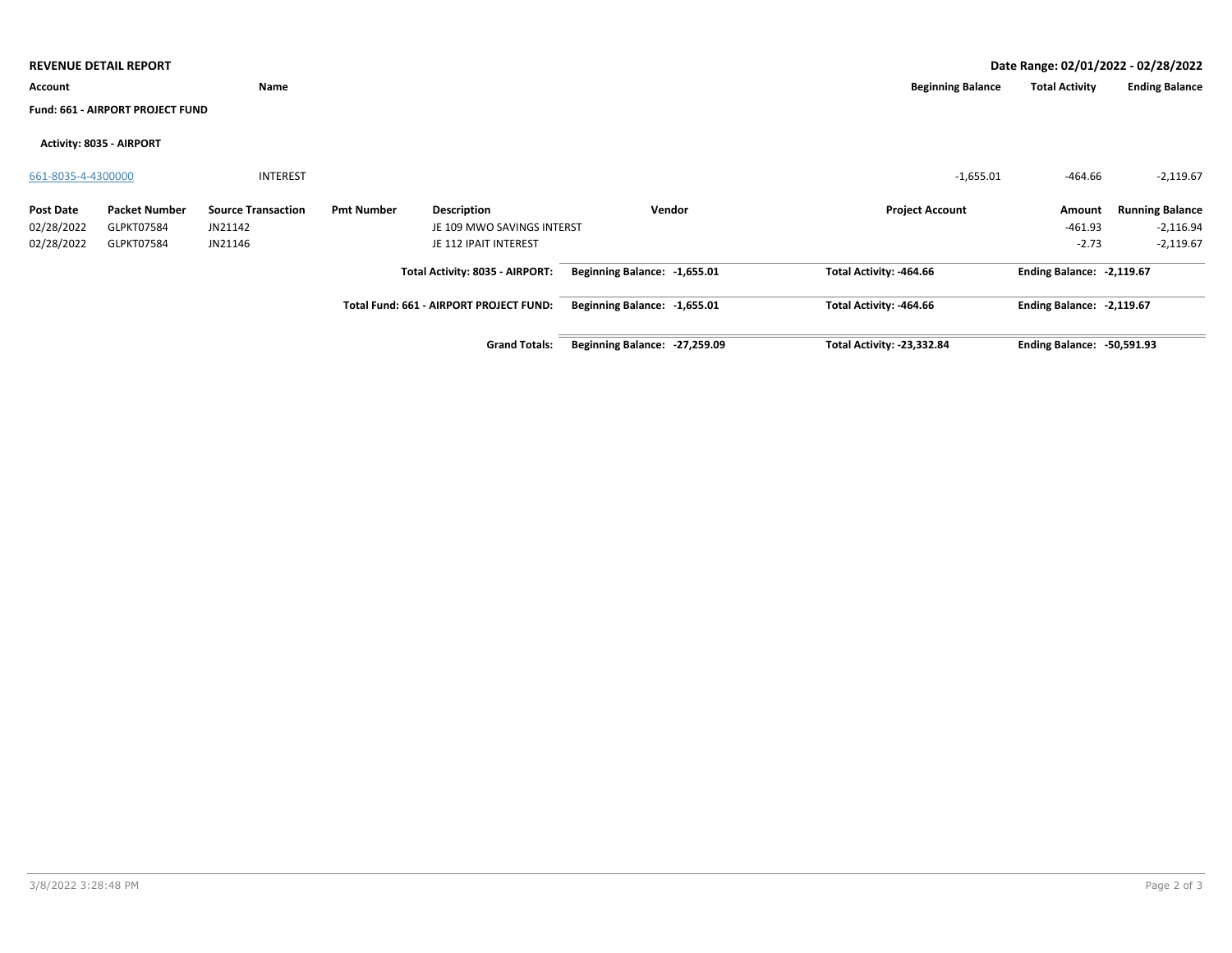**REVENUE DETAIL REPORT**

**Date Range: 02/01/2022 - 02/28/2022**

| Account | Name | Beginning Balance | Total Activity | Ending Balance |
|---|---|---|---|---|

**Fund: 661 - AIRPORT PROJECT FUND**

**Activity: 8035 - AIRPORT**

| Account | Name | Beginning Balance | Total Activity | Ending Balance |
|---|---|---|---|---|
| 661-8035-4-4300000 | INTEREST | -1,655.01 | -464.66 | -2,119.67 |

| Post Date | Packet Number | Source Transaction | Pmt Number | Description | Vendor | Project Account | Amount | Running Balance |
|---|---|---|---|---|---|---|---|---|
| 02/28/2022 | GLPKT07584 | JN21142 | | JE 109 MWO SAVINGS INTERST | | | -461.93 | -2,116.94 |
| 02/28/2022 | GLPKT07584 | JN21146 | | JE 112 IPAIT INTEREST | | | -2.73 | -2,119.67 |

| | Beginning Balance | Total Activity | Ending Balance |
|---|---|---|---|
| **Total Activity: 8035 - AIRPORT:** | **Beginning Balance: -1,655.01** | **Total Activity: -464.66** | **Ending Balance: -2,119.67** |
| **Total Fund: 661 - AIRPORT PROJECT FUND:** | **Beginning Balance: -1,655.01** | **Total Activity: -464.66** | **Ending Balance: -2,119.67** |
| **Grand Totals:** | **Beginning Balance: -27,259.09** | **Total Activity: -23,332.84** | **Ending Balance: -50,591.93** |

3/8/2022 3:28:48 PM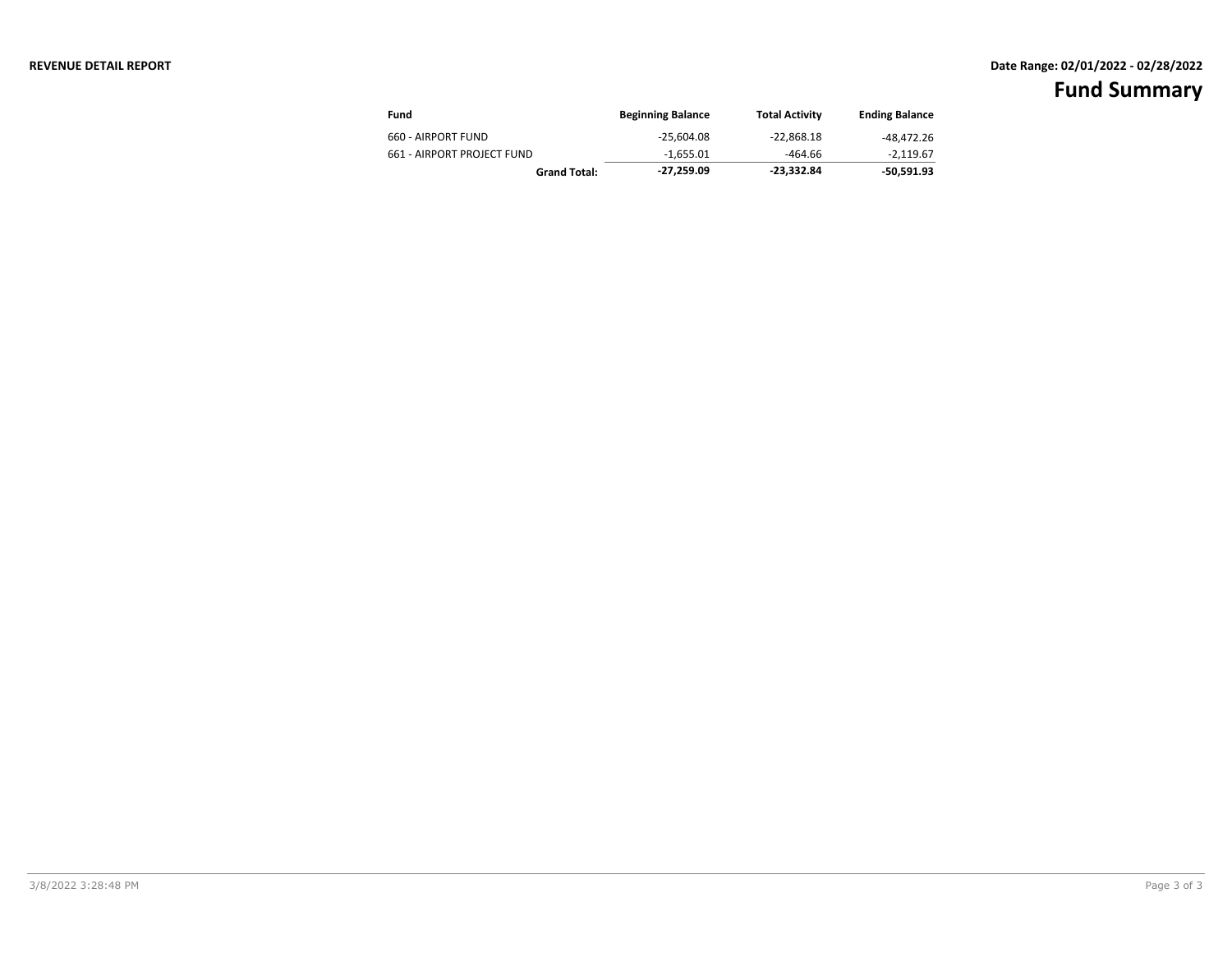**REVENUE DETAIL REPORT**

**Date Range: 02/01/2022 - 02/28/2022**

# Fund Summary

| Fund | Beginning Balance | Total Activity | Ending Balance |
|---|---|---|---|
| 660 - AIRPORT FUND | -25,604.08 | -22,868.18 | -48,472.26 |
| 661 - AIRPORT PROJECT FUND | -1,655.01 | -464.66 | -2,119.67 |
| **Grand Total:** | **-27,259.09** | **-23,332.84** | **-50,591.93** |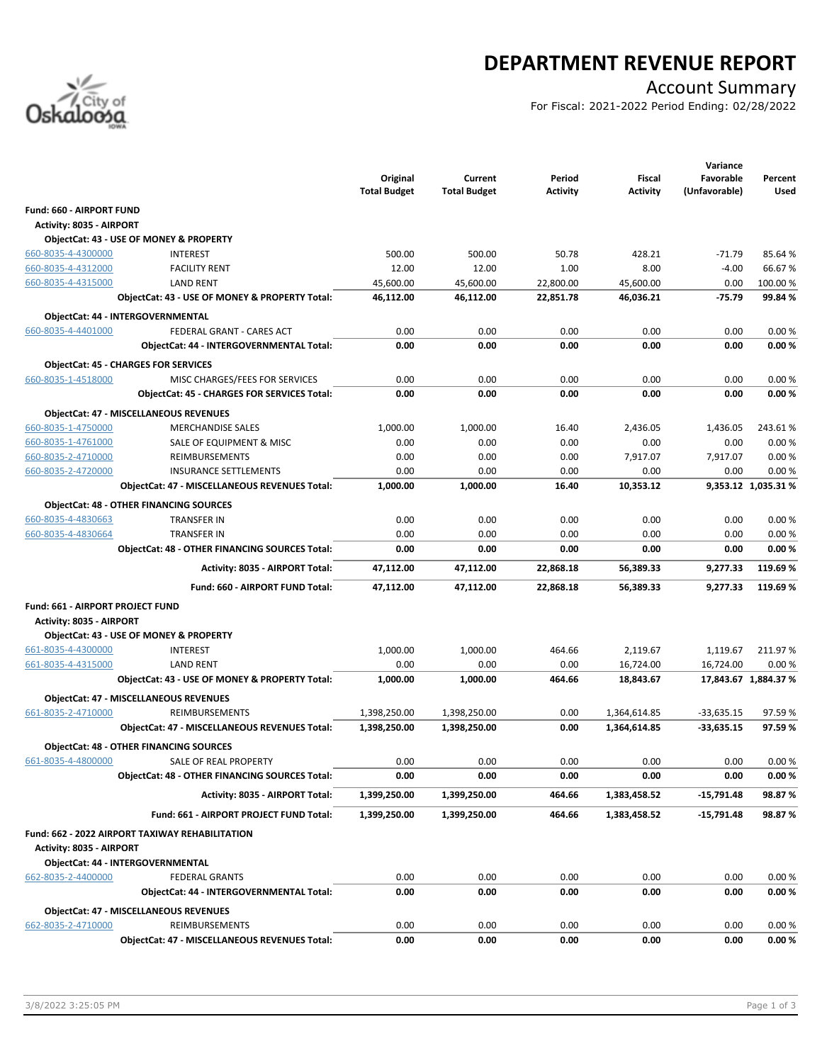# DEPARTMENT REVENUE REPORT

## Account Summary

For Fiscal: 2021-2022 Period Ending: 02/28/2022

| | | Original Total Budget | Current Total Budget | Period Activity | Fiscal Activity | Variance Favorable (Unfavorable) | Percent Used |
|---|---|---|---|---|---|---|---|
| **Fund: 660 - AIRPORT FUND** | | | | | | | |
| **Activity: 8035 - AIRPORT** | | | | | | | |
| **ObjectCat: 43 - USE OF MONEY & PROPERTY** | | | | | | | |
| 660-8035-4-4300000 | INTEREST | 500.00 | 500.00 | 50.78 | 428.21 | -71.79 | 85.64 % |
| 660-8035-4-4312000 | FACILITY RENT | 12.00 | 12.00 | 1.00 | 8.00 | -4.00 | 66.67 % |
| 660-8035-4-4315000 | LAND RENT | 45,600.00 | 45,600.00 | 22,800.00 | 45,600.00 | 0.00 | 100.00 % |
| | **ObjectCat: 43 - USE OF MONEY & PROPERTY Total:** | **46,112.00** | **46,112.00** | **22,851.78** | **46,036.21** | **-75.79** | **99.84 %** |
| **ObjectCat: 44 - INTERGOVERNMENTAL** | | | | | | | |
| 660-8035-4-4401000 | FEDERAL GRANT - CARES ACT | 0.00 | 0.00 | 0.00 | 0.00 | 0.00 | 0.00 % |
| | **ObjectCat: 44 - INTERGOVERNMENTAL Total:** | **0.00** | **0.00** | **0.00** | **0.00** | **0.00** | **0.00 %** |
| **ObjectCat: 45 - CHARGES FOR SERVICES** | | | | | | | |
| 660-8035-1-4518000 | MISC CHARGES/FEES FOR SERVICES | 0.00 | 0.00 | 0.00 | 0.00 | 0.00 | 0.00 % |
| | **ObjectCat: 45 - CHARGES FOR SERVICES Total:** | **0.00** | **0.00** | **0.00** | **0.00** | **0.00** | **0.00 %** |
| **ObjectCat: 47 - MISCELLANEOUS REVENUES** | | | | | | | |
| 660-8035-1-4750000 | MERCHANDISE SALES | 1,000.00 | 1,000.00 | 16.40 | 2,436.05 | 1,436.05 | 243.61 % |
| 660-8035-1-4761000 | SALE OF EQUIPMENT & MISC | 0.00 | 0.00 | 0.00 | 0.00 | 0.00 | 0.00 % |
| 660-8035-2-4710000 | REIMBURSEMENTS | 0.00 | 0.00 | 0.00 | 7,917.07 | 7,917.07 | 0.00 % |
| 660-8035-2-4720000 | INSURANCE SETTLEMENTS | 0.00 | 0.00 | 0.00 | 0.00 | 0.00 | 0.00 % |
| | **ObjectCat: 47 - MISCELLANEOUS REVENUES Total:** | **1,000.00** | **1,000.00** | **16.40** | **10,353.12** | **9,353.12** | **1,035.31 %** |
| **ObjectCat: 48 - OTHER FINANCING SOURCES** | | | | | | | |
| 660-8035-4-4830663 | TRANSFER IN | 0.00 | 0.00 | 0.00 | 0.00 | 0.00 | 0.00 % |
| 660-8035-4-4830664 | TRANSFER IN | 0.00 | 0.00 | 0.00 | 0.00 | 0.00 | 0.00 % |
| | **ObjectCat: 48 - OTHER FINANCING SOURCES Total:** | **0.00** | **0.00** | **0.00** | **0.00** | **0.00** | **0.00 %** |
| | **Activity: 8035 - AIRPORT Total:** | **47,112.00** | **47,112.00** | **22,868.18** | **56,389.33** | **9,277.33** | **119.69 %** |
| | **Fund: 660 - AIRPORT FUND Total:** | **47,112.00** | **47,112.00** | **22,868.18** | **56,389.33** | **9,277.33** | **119.69 %** |
| **Fund: 661 - AIRPORT PROJECT FUND** | | | | | | | |
| **Activity: 8035 - AIRPORT** | | | | | | | |
| **ObjectCat: 43 - USE OF MONEY & PROPERTY** | | | | | | | |
| 661-8035-4-4300000 | INTEREST | 1,000.00 | 1,000.00 | 464.66 | 2,119.67 | 1,119.67 | 211.97 % |
| 661-8035-4-4315000 | LAND RENT | 0.00 | 0.00 | 0.00 | 16,724.00 | 16,724.00 | 0.00 % |
| | **ObjectCat: 43 - USE OF MONEY & PROPERTY Total:** | **1,000.00** | **1,000.00** | **464.66** | **18,843.67** | **17,843.67** | **1,884.37 %** |
| **ObjectCat: 47 - MISCELLANEOUS REVENUES** | | | | | | | |
| 661-8035-2-4710000 | REIMBURSEMENTS | 1,398,250.00 | 1,398,250.00 | 0.00 | 1,364,614.85 | -33,635.15 | 97.59 % |
| | **ObjectCat: 47 - MISCELLANEOUS REVENUES Total:** | **1,398,250.00** | **1,398,250.00** | **0.00** | **1,364,614.85** | **-33,635.15** | **97.59 %** |
| **ObjectCat: 48 - OTHER FINANCING SOURCES** | | | | | | | |
| 661-8035-4-4800000 | SALE OF REAL PROPERTY | 0.00 | 0.00 | 0.00 | 0.00 | 0.00 | 0.00 % |
| | **ObjectCat: 48 - OTHER FINANCING SOURCES Total:** | **0.00** | **0.00** | **0.00** | **0.00** | **0.00** | **0.00 %** |
| | **Activity: 8035 - AIRPORT Total:** | **1,399,250.00** | **1,399,250.00** | **464.66** | **1,383,458.52** | **-15,791.48** | **98.87 %** |
| | **Fund: 661 - AIRPORT PROJECT FUND Total:** | **1,399,250.00** | **1,399,250.00** | **464.66** | **1,383,458.52** | **-15,791.48** | **98.87 %** |
| **Fund: 662 - 2022 AIRPORT TAXIWAY REHABILITATION** | | | | | | | |
| **Activity: 8035 - AIRPORT** | | | | | | | |
| **ObjectCat: 44 - INTERGOVERNMENTAL** | | | | | | | |
| 662-8035-2-4400000 | FEDERAL GRANTS | 0.00 | 0.00 | 0.00 | 0.00 | 0.00 | 0.00 % |
| | **ObjectCat: 44 - INTERGOVERNMENTAL Total:** | **0.00** | **0.00** | **0.00** | **0.00** | **0.00** | **0.00 %** |
| **ObjectCat: 47 - MISCELLANEOUS REVENUES** | | | | | | | |
| 662-8035-2-4710000 | REIMBURSEMENTS | 0.00 | 0.00 | 0.00 | 0.00 | 0.00 | 0.00 % |
| | **ObjectCat: 47 - MISCELLANEOUS REVENUES Total:** | **0.00** | **0.00** | **0.00** | **0.00** | **0.00** | **0.00 %** |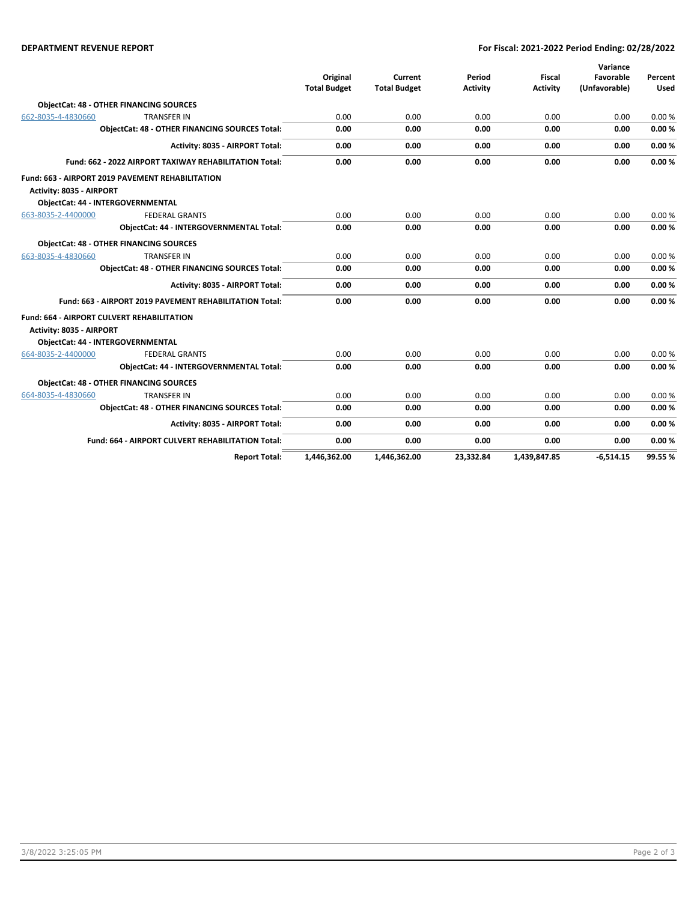**DEPARTMENT REVENUE REPORT** | **For Fiscal: 2021-2022 Period Ending: 02/28/2022**

| | | Original Total Budget | Current Total Budget | Period Activity | Fiscal Activity | Variance Favorable (Unfavorable) | Percent Used |
|---|---|---|---|---|---|---|---|
| **ObjectCat: 48 - OTHER FINANCING SOURCES** | | | | | | | |
| 662-8035-4-4830660 | TRANSFER IN | 0.00 | 0.00 | 0.00 | 0.00 | 0.00 | 0.00 % |
| | **ObjectCat: 48 - OTHER FINANCING SOURCES Total:** | **0.00** | **0.00** | **0.00** | **0.00** | **0.00** | **0.00 %** |
| | **Activity: 8035 - AIRPORT Total:** | **0.00** | **0.00** | **0.00** | **0.00** | **0.00** | **0.00 %** |
| | **Fund: 662 - 2022 AIRPORT TAXIWAY REHABILITATION Total:** | **0.00** | **0.00** | **0.00** | **0.00** | **0.00** | **0.00 %** |
| **Fund: 663 - AIRPORT 2019 PAVEMENT REHABILITATION** | | | | | | | |
| **Activity: 8035 - AIRPORT** | | | | | | | |
| **ObjectCat: 44 - INTERGOVERNMENTAL** | | | | | | | |
| 663-8035-2-4400000 | FEDERAL GRANTS | 0.00 | 0.00 | 0.00 | 0.00 | 0.00 | 0.00 % |
| | **ObjectCat: 44 - INTERGOVERNMENTAL Total:** | **0.00** | **0.00** | **0.00** | **0.00** | **0.00** | **0.00 %** |
| **ObjectCat: 48 - OTHER FINANCING SOURCES** | | | | | | | |
| 663-8035-4-4830660 | TRANSFER IN | 0.00 | 0.00 | 0.00 | 0.00 | 0.00 | 0.00 % |
| | **ObjectCat: 48 - OTHER FINANCING SOURCES Total:** | **0.00** | **0.00** | **0.00** | **0.00** | **0.00** | **0.00 %** |
| | **Activity: 8035 - AIRPORT Total:** | **0.00** | **0.00** | **0.00** | **0.00** | **0.00** | **0.00 %** |
| | **Fund: 663 - AIRPORT 2019 PAVEMENT REHABILITATION Total:** | **0.00** | **0.00** | **0.00** | **0.00** | **0.00** | **0.00 %** |
| **Fund: 664 - AIRPORT CULVERT REHABILITATION** | | | | | | | |
| **Activity: 8035 - AIRPORT** | | | | | | | |
| **ObjectCat: 44 - INTERGOVERNMENTAL** | | | | | | | |
| 664-8035-2-4400000 | FEDERAL GRANTS | 0.00 | 0.00 | 0.00 | 0.00 | 0.00 | 0.00 % |
| | **ObjectCat: 44 - INTERGOVERNMENTAL Total:** | **0.00** | **0.00** | **0.00** | **0.00** | **0.00** | **0.00 %** |
| **ObjectCat: 48 - OTHER FINANCING SOURCES** | | | | | | | |
| 664-8035-4-4830660 | TRANSFER IN | 0.00 | 0.00 | 0.00 | 0.00 | 0.00 | 0.00 % |
| | **ObjectCat: 48 - OTHER FINANCING SOURCES Total:** | **0.00** | **0.00** | **0.00** | **0.00** | **0.00** | **0.00 %** |
| | **Activity: 8035 - AIRPORT Total:** | **0.00** | **0.00** | **0.00** | **0.00** | **0.00** | **0.00 %** |
| | **Fund: 664 - AIRPORT CULVERT REHABILITATION Total:** | **0.00** | **0.00** | **0.00** | **0.00** | **0.00** | **0.00 %** |
| | **Report Total:** | **1,446,362.00** | **1,446,362.00** | **23,332.84** | **1,439,847.85** | **-6,514.15** | **99.55 %** |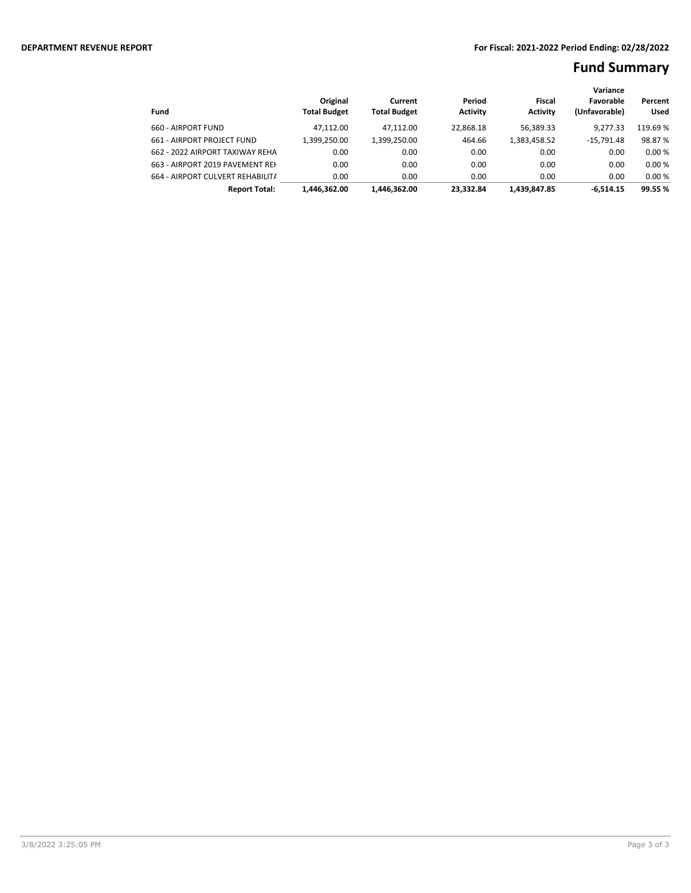**DEPARTMENT REVENUE REPORT** **For Fiscal: 2021-2022 Period Ending: 02/28/2022**

# Fund Summary

| Fund | Original Total Budget | Current Total Budget | Period Activity | Fiscal Activity | Variance Favorable (Unfavorable) | Percent Used |
|---|---|---|---|---|---|---|
| 660 - AIRPORT FUND | 47,112.00 | 47,112.00 | 22,868.18 | 56,389.33 | 9,277.33 | 119.69 % |
| 661 - AIRPORT PROJECT FUND | 1,399,250.00 | 1,399,250.00 | 464.66 | 1,383,458.52 | -15,791.48 | 98.87 % |
| 662 - 2022 AIRPORT TAXIWAY REHA | 0.00 | 0.00 | 0.00 | 0.00 | 0.00 | 0.00 % |
| 663 - AIRPORT 2019 PAVEMENT REH | 0.00 | 0.00 | 0.00 | 0.00 | 0.00 | 0.00 % |
| 664 - AIRPORT CULVERT REHABILITA | 0.00 | 0.00 | 0.00 | 0.00 | 0.00 | 0.00 % |
| **Report Total:** | **1,446,362.00** | **1,446,362.00** | **23,332.84** | **1,439,847.85** | **-6,514.15** | **99.55 %** |